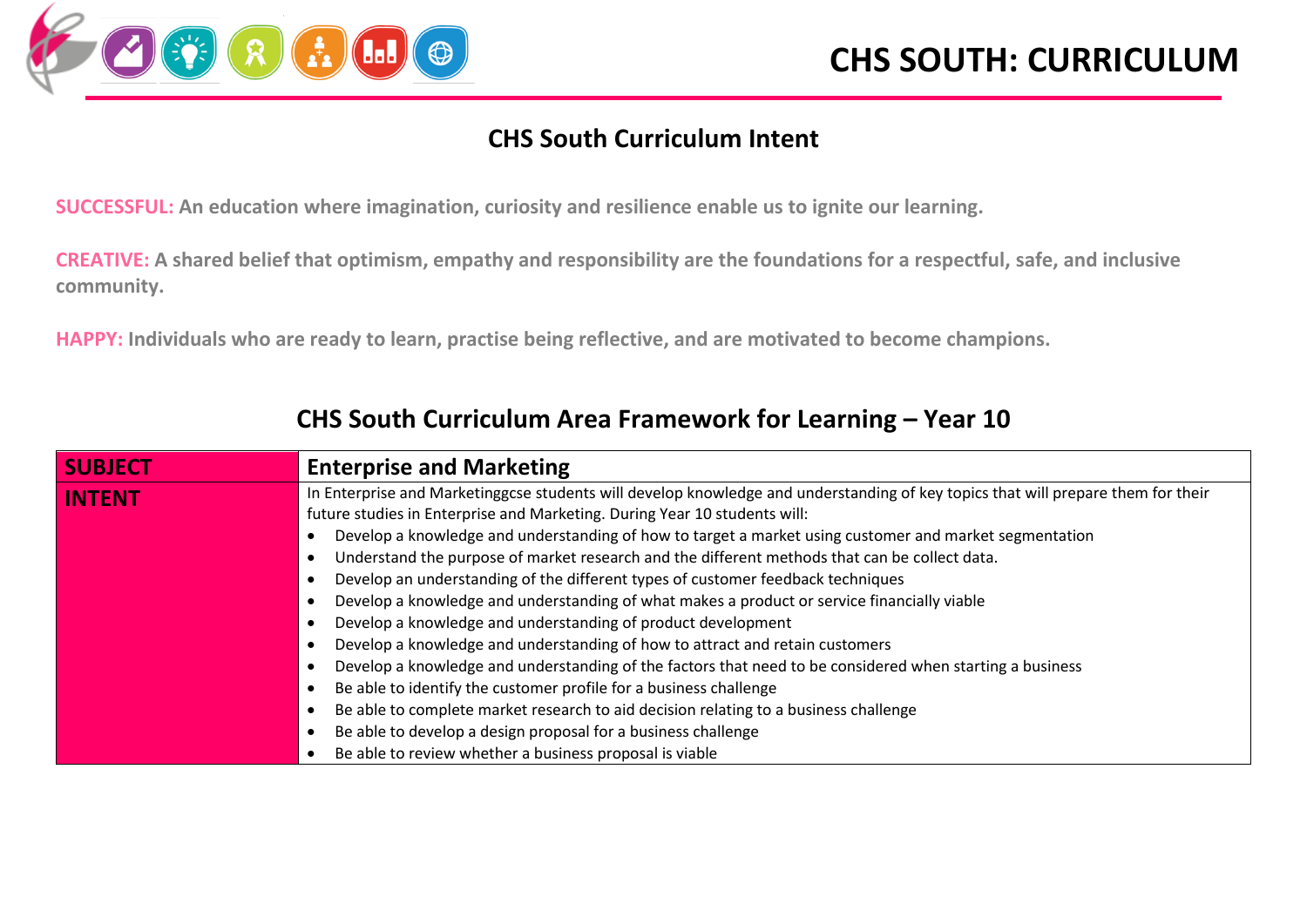# CHS SOUTH: CURRICULUM

## CHS South Curriculum Intent

**SUCCESSFUL:** **An education where imagination, curiosity and resilience enable us to ignite our learning.**

**CREATIVE:** **A shared belief that optimism, empathy and responsibility are the foundations for a respectful, safe, and inclusive community.**

**HAPPY:** **Individuals who are ready to learn, practise being reflective, and are motivated to become champions.**

## CHS South Curriculum Area Framework for Learning – Year 10

| **SUBJECT** | **Enterprise and Marketing** |
|---|---|
| **INTENT** | In Enterprise and Marketinggcse students will develop knowledge and understanding of key topics that will prepare them for their future studies in Enterprise and Marketing. During Year 10 students will:<br>• Develop a knowledge and understanding of how to target a market using customer and market segmentation<br>• Understand the purpose of market research and the different methods that can be collect data.<br>• Develop an understanding of the different types of customer feedback techniques<br>• Develop a knowledge and understanding of what makes a product or service financially viable<br>• Develop a knowledge and understanding of product development<br>• Develop a knowledge and understanding of how to attract and retain customers<br>• Develop a knowledge and understanding of the factors that need to be considered when starting a business<br>• Be able to identify the customer profile for a business challenge<br>• Be able to complete market research to aid decision relating to a business challenge<br>• Be able to develop a design proposal for a business challenge<br>• Be able to review whether a business proposal is viable |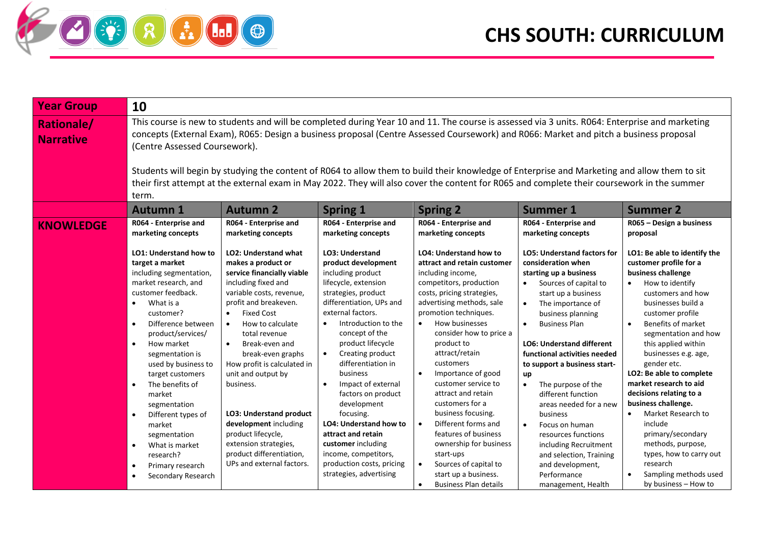# CHS SOUTH: CURRICULUM

| Year Group | 10 | | | | | |
|---|---|---|---|---|---|---|
| Rationale/ Narrative | This course is new to students and will be completed during Year 10 and 11. The course is assessed via 3 units. R064: Enterprise and marketing concepts (External Exam), R065: Design a business proposal (Centre Assessed Coursework) and R066: Market and pitch a business proposal (Centre Assessed Coursework).<br><br>Students will begin by studying the content of R064 to allow them to build their knowledge of Enterprise and Marketing and allow them to sit their first attempt at the external exam in May 2022. They will also cover the content for R065 and complete their coursework in the summer term. | | | | | |
| | **Autumn 1** | **Autumn 2** | **Spring 1** | **Spring 2** | **Summer 1** | **Summer 2** |
| **KNOWLEDGE** | **R064 - Enterprise and marketing concepts**<br><br>**LO1: Understand how to target a market** including segmentation, market research, and customer feedback.<br>• What is a customer?<br>• Difference between product/services/<br>• How market segmentation is used by business to target customers<br>• The benefits of market segmentation<br>• Different types of market segmentation<br>• What is market research?<br>• Primary research<br>• Secondary Research | **R064 - Enterprise and marketing concepts**<br><br>**LO2: Understand what makes a product or service financially viable** including fixed and variable costs, revenue, profit and breakeven.<br>• Fixed Cost<br>• How to calculate total revenue<br>• Break-even and break-even graphs<br>How profit is calculated in unit and output by business.<br><br>**LO3: Understand product development** including product lifecycle, extension strategies, product differentiation, UPs and external factors. | **R064 - Enterprise and marketing concepts**<br><br>**LO3: Understand product development** including product lifecycle, extension strategies, product differentiation, UPs and external factors.<br>• Introduction to the concept of the product lifecycle<br>• Creating product differentiation in business<br>• Impact of external factors on product development focusing.<br>**LO4: Understand how to attract and retain customer** including income, competitors, production costs, pricing strategies, advertising | **R064 - Enterprise and marketing concepts**<br><br>**LO4: Understand how to attract and retain customer** including income, competitors, production costs, pricing strategies, advertising methods, sale promotion techniques.<br>• How businesses consider how to price a product to attract/retain customers<br>• Importance of good customer service to attract and retain customers for a business focusing.<br>• Different forms and features of business ownership for business start-ups<br>• Sources of capital to start up a business.<br>• Business Plan details | **R064 - Enterprise and marketing concepts**<br><br>**LO5: Understand factors for consideration when starting up a business**<br>• Sources of capital to start up a business<br>• The importance of business planning<br>• Business Plan<br><br>**LO6: Understand different functional activities needed to support a business start-up**<br>• The purpose of the different function areas needed for a new business<br>• Focus on human resources functions including Recruitment and selection, Training and development, Performance management, Health | **R065 – Design a business proposal**<br><br>**LO1: Be able to identify the customer profile for a business challenge**<br>• How to identify customers and how businesses build a customer profile<br>• Benefits of market segmentation and how this applied within businesses e.g. age, gender etc.<br>**LO2: Be able to complete market research to aid decisions relating to a business challenge.**<br>• Market Research to include primary/secondary methods, purpose, types, how to carry out research<br>• Sampling methods used by business – How to |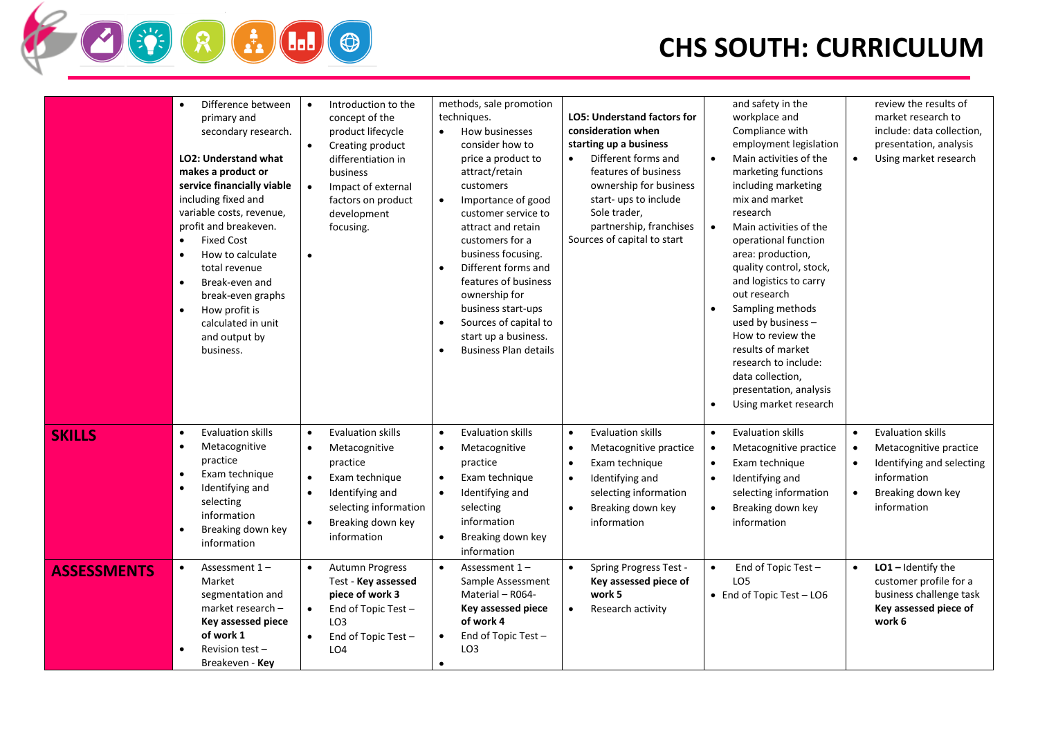# CHS SOUTH: CURRICULUM

| | | | | | | |
|---|---|---|---|---|---|---|
| | • Difference between primary and secondary research.<br><br>**LO2: Understand what makes a product or service financially viable** including fixed and variable costs, revenue, profit and breakeven.<br>• Fixed Cost<br>• How to calculate total revenue<br>• Break-even and break-even graphs<br>• How profit is calculated in unit and output by business. | • Introduction to the concept of the product lifecycle<br>• Creating product differentiation in business<br>• Impact of external factors on product development focusing.<br>• | methods, sale promotion techniques.<br>• How businesses consider how to price a product to attract/retain customers<br>• Importance of good customer service to attract and retain customers for a business focusing.<br>• Different forms and features of business ownership for business start-ups<br>• Sources of capital to start up a business.<br>• Business Plan details | **LO5: Understand factors for consideration when starting up a business**<br>• Different forms and features of business ownership for business start- ups to include Sole trader, partnership, franchises<br>Sources of capital to start | and safety in the workplace and Compliance with employment legislation<br>• Main activities of the marketing functions including marketing mix and market research<br>• Main activities of the operational function area: production, quality control, stock, and logistics to carry out research<br>• Sampling methods used by business – How to review the results of market research to include: data collection, presentation, analysis<br>• Using market research | review the results of market research to include: data collection, presentation, analysis<br>• Using market research |
| **SKILLS** | • Evaluation skills<br>• Metacognitive practice<br>• Exam technique<br>• Identifying and selecting information<br>• Breaking down key information | • Evaluation skills<br>• Metacognitive practice<br>• Exam technique<br>• Identifying and selecting information<br>• Breaking down key information | • Evaluation skills<br>• Metacognitive practice<br>• Exam technique<br>• Identifying and selecting information<br>• Breaking down key information | • Evaluation skills<br>• Metacognitive practice<br>• Exam technique<br>• Identifying and selecting information<br>• Breaking down key information | • Evaluation skills<br>• Metacognitive practice<br>• Exam technique<br>• Identifying and selecting information<br>• Breaking down key information | • Evaluation skills<br>• Metacognitive practice<br>• Identifying and selecting information<br>• Breaking down key information |
| **ASSESSMENTS** | • Assessment 1 – Market segmentation and market research – **Key assessed piece of work 1**<br>• Revision test – Breakeven - **Key** | • Autumn Progress Test - **Key assessed piece of work 3**<br>• End of Topic Test – LO3<br>• End of Topic Test – LO4 | • Assessment 1 – Sample Assessment Material – R064- **Key assessed piece of work 4**<br>• End of Topic Test – LO3<br>• | • Spring Progress Test - **Key assessed piece of work 5**<br>• Research activity | • End of Topic Test – LO5<br>• End of Topic Test – LO6 | • **LO1 –** Identify the customer profile for a business challenge task **Key assessed piece of work 6** |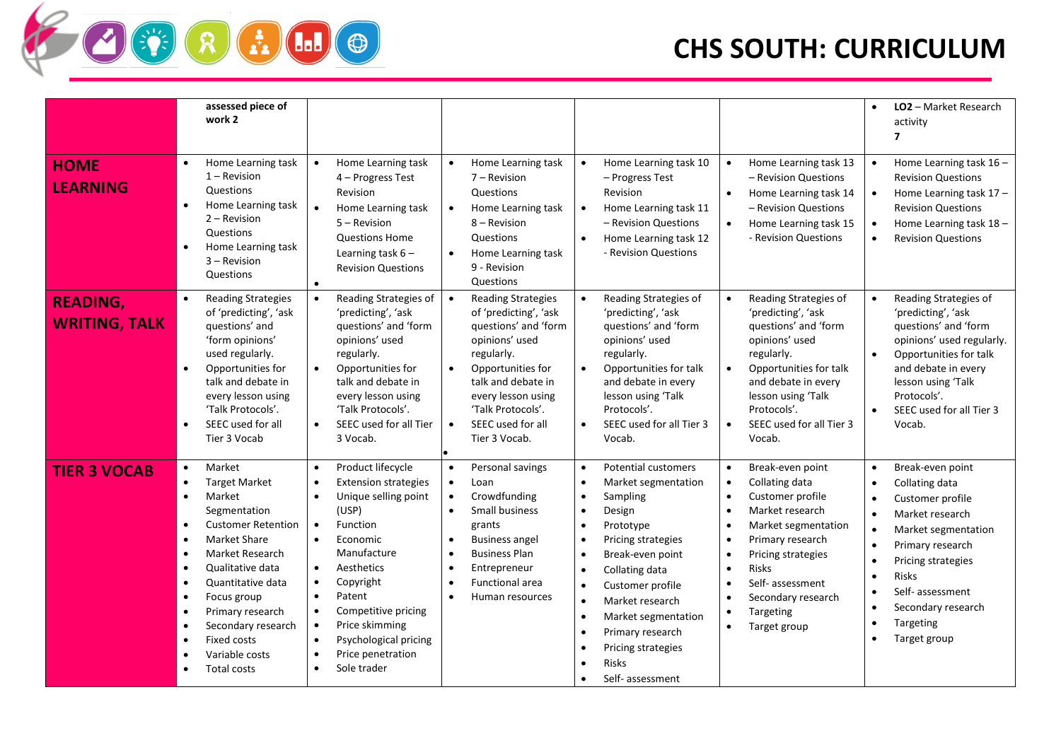# CHS SOUTH: CURRICULUM

| | | | | | | |
|---|---|---|---|---|---|---|
| | **assessed piece of work 2** | | | | | • **LO2** – Market Research activity **7** |
| **HOME LEARNING** | • Home Learning task 1 – Revision Questions<br>• Home Learning task 2 – Revision Questions<br>• Home Learning task 3 – Revision Questions | • Home Learning task 4 – Progress Test Revision<br>• Home Learning task 5 – Revision Questions Home Learning task 6 – Revision Questions<br>• | • Home Learning task 7 – Revision Questions<br>• Home Learning task 8 – Revision Questions<br>• Home Learning task 9 - Revision Questions | • Home Learning task 10 – Progress Test Revision<br>• Home Learning task 11 – Revision Questions<br>• Home Learning task 12 - Revision Questions | • Home Learning task 13 – Revision Questions<br>• Home Learning task 14 – Revision Questions<br>• Home Learning task 15 - Revision Questions | • Home Learning task 16 – Revision Questions<br>• Home Learning task 17 – Revision Questions<br>• Home Learning task 18 – Revision Questions |
| **READING, WRITING, TALK** | • Reading Strategies of 'predicting', 'ask questions' and 'form opinions' used regularly.<br>• Opportunities for talk and debate in every lesson using 'Talk Protocols'.<br>• SEEC used for all Tier 3 Vocab | • Reading Strategies of 'predicting', 'ask questions' and 'form opinions' used regularly.<br>• Opportunities for talk and debate in every lesson using 'Talk Protocols'.<br>• SEEC used for all Tier 3 Vocab. | • Reading Strategies of 'predicting', 'ask questions' and 'form opinions' used regularly.<br>• Opportunities for talk and debate in every lesson using 'Talk Protocols'.<br>• SEEC used for all Tier 3 Vocab.<br>• | • Reading Strategies of 'predicting', 'ask questions' and 'form opinions' used regularly.<br>• Opportunities for talk and debate in every lesson using 'Talk Protocols'.<br>• SEEC used for all Tier 3 Vocab. | • Reading Strategies of 'predicting', 'ask questions' and 'form opinions' used regularly.<br>• Opportunities for talk and debate in every lesson using 'Talk Protocols'.<br>• SEEC used for all Tier 3 Vocab. | • Reading Strategies of 'predicting', 'ask questions' and 'form opinions' used regularly.<br>• Opportunities for talk and debate in every lesson using 'Talk Protocols'.<br>• SEEC used for all Tier 3 Vocab. |
| **TIER 3 VOCAB** | • Market<br>• Target Market<br>• Market Segmentation<br>• Customer Retention<br>• Market Share<br>• Market Research<br>• Qualitative data<br>• Quantitative data<br>• Focus group<br>• Primary research<br>• Secondary research<br>• Fixed costs<br>• Variable costs<br>• Total costs | • Product lifecycle<br>• Extension strategies<br>• Unique selling point (USP)<br>• Function<br>• Economic Manufacture<br>• Aesthetics<br>• Copyright<br>• Patent<br>• Competitive pricing<br>• Price skimming<br>• Psychological pricing<br>• Price penetration<br>• Sole trader | • Personal savings<br>• Loan<br>• Crowdfunding<br>• Small business grants<br>• Business angel<br>• Business Plan<br>• Entrepreneur<br>• Functional area<br>• Human resources | • Potential customers<br>• Market segmentation<br>• Sampling<br>• Design<br>• Prototype<br>• Pricing strategies<br>• Break-even point<br>• Collating data<br>• Customer profile<br>• Market research<br>• Market segmentation<br>• Primary research<br>• Pricing strategies<br>• Risks<br>• Self- assessment | • Break-even point<br>• Collating data<br>• Customer profile<br>• Market research<br>• Market segmentation<br>• Primary research<br>• Pricing strategies<br>• Risks<br>• Self- assessment<br>• Secondary research<br>• Targeting<br>• Target group | • Break-even point<br>• Collating data<br>• Customer profile<br>• Market research<br>• Market segmentation<br>• Primary research<br>• Pricing strategies<br>• Risks<br>• Self- assessment<br>• Secondary research<br>• Targeting<br>• Target group |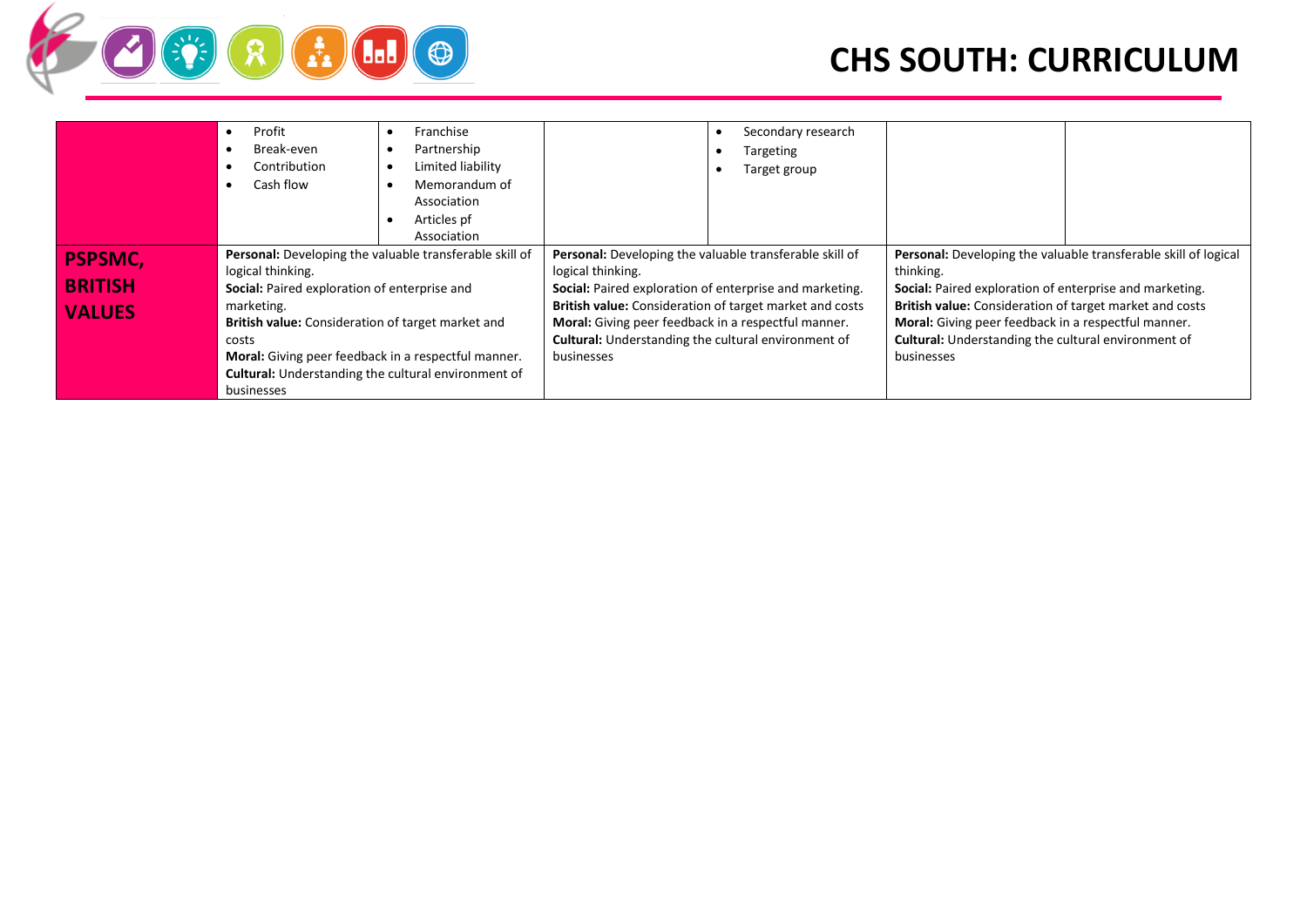| | | | | | | |
|---|---|---|---|---|---|---|
| | • Profit<br>• Break-even<br>• Contribution<br>• Cash flow | • Franchise<br>• Partnership<br>• Limited liability<br>• Memorandum of Association<br>• Articles pf Association | | • Secondary research<br>• Targeting<br>• Target group | | |
| **PSPSMC, BRITISH VALUES** | **Personal:** Developing the valuable transferable skill of logical thinking.<br>**Social:** Paired exploration of enterprise and marketing.<br>**British value:** Consideration of target market and costs<br>**Moral:** Giving peer feedback in a respectful manner.<br>**Cultural:** Understanding the cultural environment of businesses | | **Personal:** Developing the valuable transferable skill of logical thinking.<br>**Social:** Paired exploration of enterprise and marketing.<br>**British value:** Consideration of target market and costs<br>**Moral:** Giving peer feedback in a respectful manner.<br>**Cultural:** Understanding the cultural environment of businesses | | **Personal:** Developing the valuable transferable skill of logical thinking.<br>**Social:** Paired exploration of enterprise and marketing.<br>**British value:** Consideration of target market and costs<br>**Moral:** Giving peer feedback in a respectful manner.<br>**Cultural:** Understanding the cultural environment of businesses | |